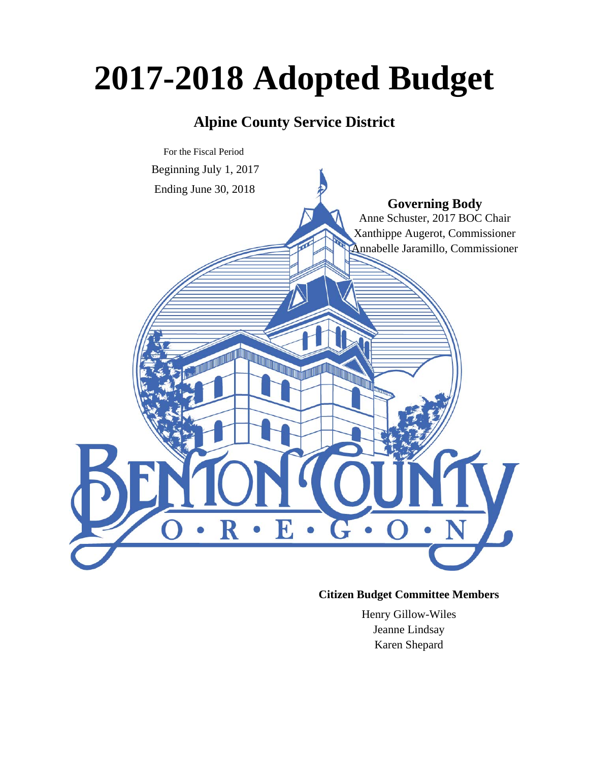# 2017-2018 Adopted Budget

## Alpine County Service District

For the Fiscal Period

Beginning July 1, 2017

Ending June 30, 2018

**Governing Body**

Anne Schuster, 2017 BOC Chair

Xanthippe Augerot, Commissioner

Annabelle Jaramillo, Commissioner

BENTON COUNTY

O • R • E • G • O • N

**Citizen Budget Committee Members**

Henry Gillow-Wiles

Jeanne Lindsay

Karen Shepard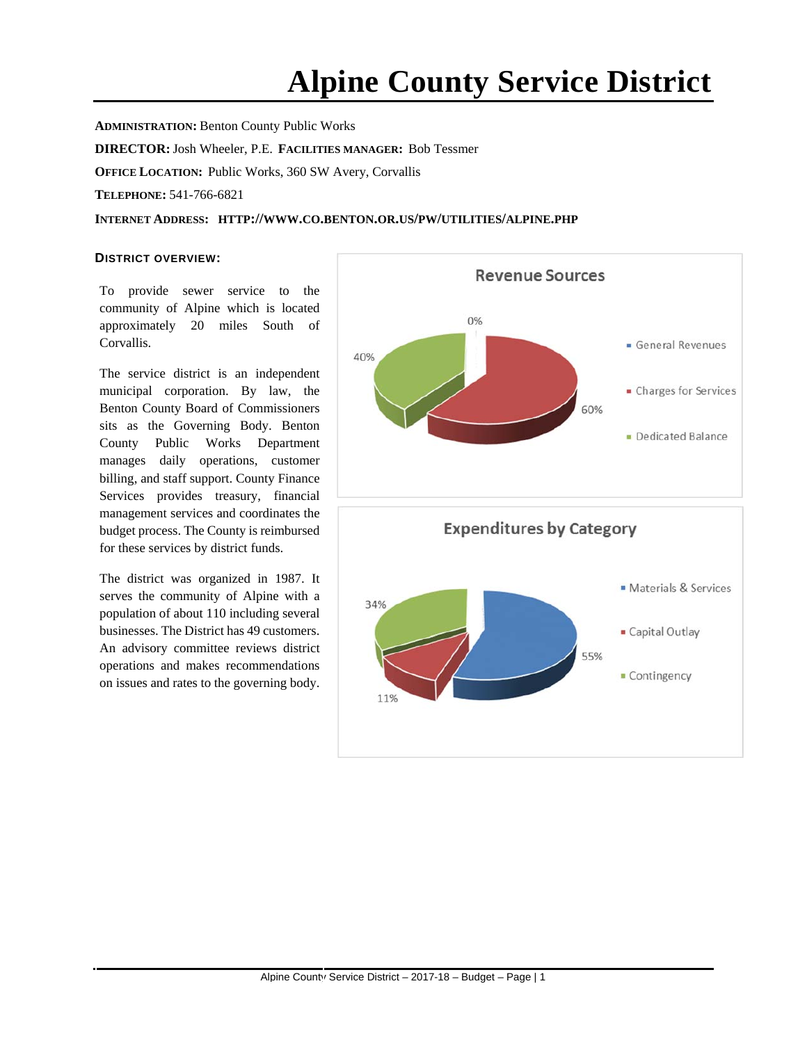# Alpine County Service District

**ADMINISTRATION:** Benton County Public Works

**DIRECTOR:** Josh Wheeler, P.E. **FACILITIES MANAGER:** Bob Tessmer

**OFFICE LOCATION:** Public Works, 360 SW Avery, Corvallis

**TELEPHONE:** 541-766-6821

**INTERNET ADDRESS:** **HTTP://WWW.CO.BENTON.OR.US/PW/UTILITIES/ALPINE.PHP**

**DISTRICT OVERVIEW:**

To provide sewer service to the community of Alpine which is located approximately 20 miles South of Corvallis.

The service district is an independent municipal corporation. By law, the Benton County Board of Commissioners sits as the Governing Body. Benton County Public Works Department manages daily operations, customer billing, and staff support. County Finance Services provides treasury, financial management services and coordinates the budget process. The County is reimbursed for these services by district funds.

The district was organized in 1987. It serves the community of Alpine with a population of about 110 including several businesses. The District has 49 customers. An advisory committee reviews district operations and makes recommendations on issues and rates to the governing body.

**Revenue Sources**

- General Revenues: 0%
- Charges for Services: 60%
- Dedicated Balance: 40%

**Expenditures by Category**

- Materials & Services: 55%
- Capital Outlay: 11%
- Contingency: 34%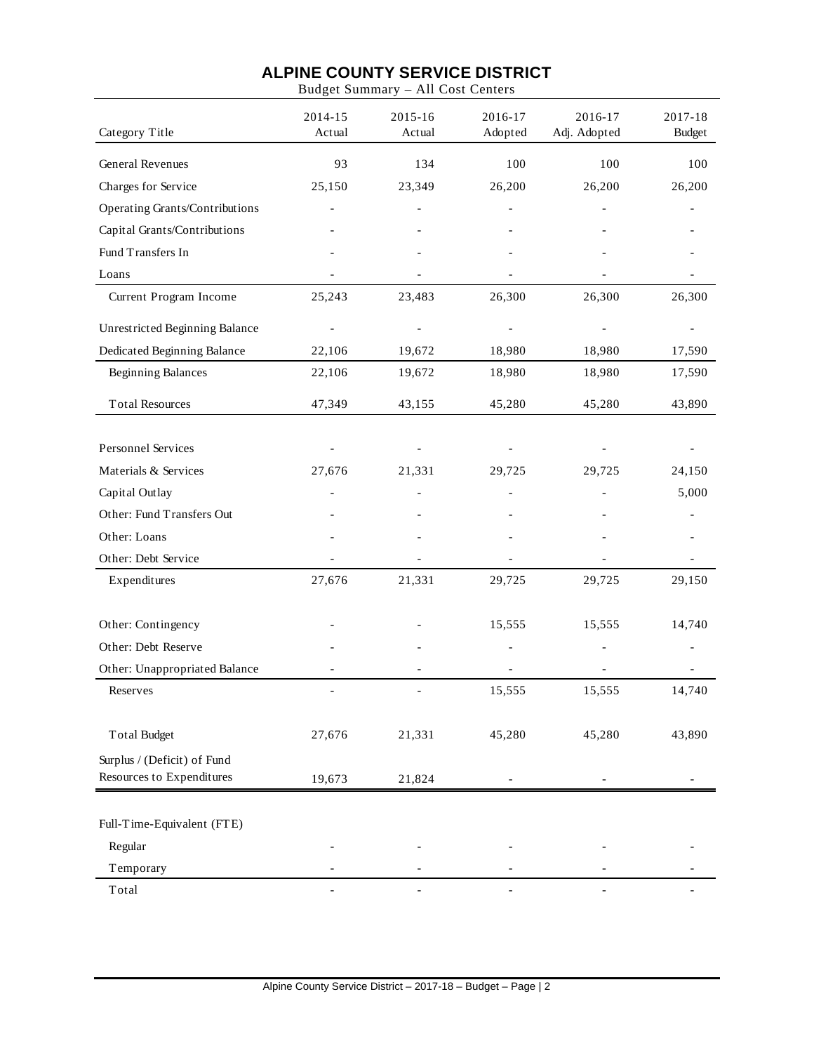# ALPINE COUNTY SERVICE DISTRICT

Budget Summary – All Cost Centers

| Category Title | 2014-15 Actual | 2015-16 Actual | 2016-17 Adopted | 2016-17 Adj. Adopted | 2017-18 Budget |
|---|---|---|---|---|---|
| General Revenues | 93 | 134 | 100 | 100 | 100 |
| Charges for Service | 25,150 | 23,349 | 26,200 | 26,200 | 26,200 |
| Operating Grants/Contributions | - | - | - | - | - |
| Capital Grants/Contributions | - | - | - | - | - |
| Fund Transfers In | - | - | - | - | - |
| Loans | - | - | - | - | - |
| Current Program Income | 25,243 | 23,483 | 26,300 | 26,300 | 26,300 |
| Unrestricted Beginning Balance | - | - | - | - | - |
| Dedicated Beginning Balance | 22,106 | 19,672 | 18,980 | 18,980 | 17,590 |
| Beginning Balances | 22,106 | 19,672 | 18,980 | 18,980 | 17,590 |
| Total Resources | 47,349 | 43,155 | 45,280 | 45,280 | 43,890 |
| Personnel Services | - | - | - | - | - |
| Materials & Services | 27,676 | 21,331 | 29,725 | 29,725 | 24,150 |
| Capital Outlay | - | - | - | - | 5,000 |
| Other: Fund Transfers Out | - | - | - | - | - |
| Other: Loans | - | - | - | - | - |
| Other: Debt Service | - | - | - | - | - |
| Expenditures | 27,676 | 21,331 | 29,725 | 29,725 | 29,150 |
| Other: Contingency | - | - | 15,555 | 15,555 | 14,740 |
| Other: Debt Reserve | - | - | - | - | - |
| Other: Unappropriated Balance | - | - | - | - | - |
| Reserves | - | - | 15,555 | 15,555 | 14,740 |
| Total Budget | 27,676 | 21,331 | 45,280 | 45,280 | 43,890 |
| Surplus / (Deficit) of Fund Resources to Expenditures | 19,673 | 21,824 | - | - | - |
| Full-Time-Equivalent (FTE) | | | | | |
| Regular | - | - | - | - | - |
| Temporary | - | - | - | - | - |
| Total | - | - | - | - | - |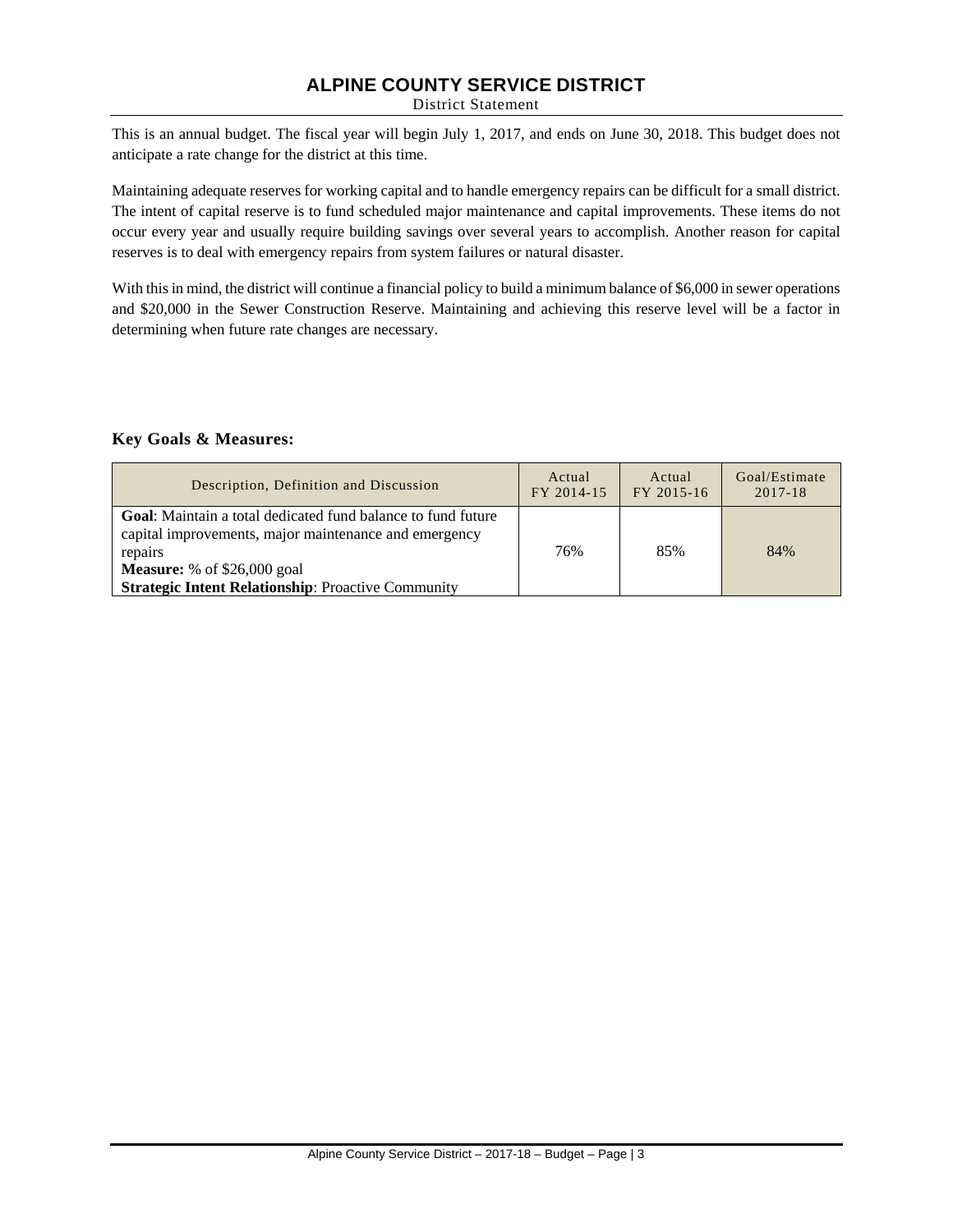# ALPINE COUNTY SERVICE DISTRICT

District Statement

This is an annual budget. The fiscal year will begin July 1, 2017, and ends on June 30, 2018. This budget does not anticipate a rate change for the district at this time.

Maintaining adequate reserves for working capital and to handle emergency repairs can be difficult for a small district. The intent of capital reserve is to fund scheduled major maintenance and capital improvements. These items do not occur every year and usually require building savings over several years to accomplish. Another reason for capital reserves is to deal with emergency repairs from system failures or natural disaster.

With this in mind, the district will continue a financial policy to build a minimum balance of $6,000 in sewer operations and $20,000 in the Sewer Construction Reserve. Maintaining and achieving this reserve level will be a factor in determining when future rate changes are necessary.

### Key Goals & Measures:

| Description, Definition and Discussion | Actual FY 2014-15 | Actual FY 2015-16 | Goal/Estimate 2017-18 |
| --- | --- | --- | --- |
| **Goal**: Maintain a total dedicated fund balance to fund future capital improvements, major maintenance and emergency repairs<br>**Measure:** % of $26,000 goal<br>**Strategic Intent Relationship**: Proactive Community | 76% | 85% | 84% |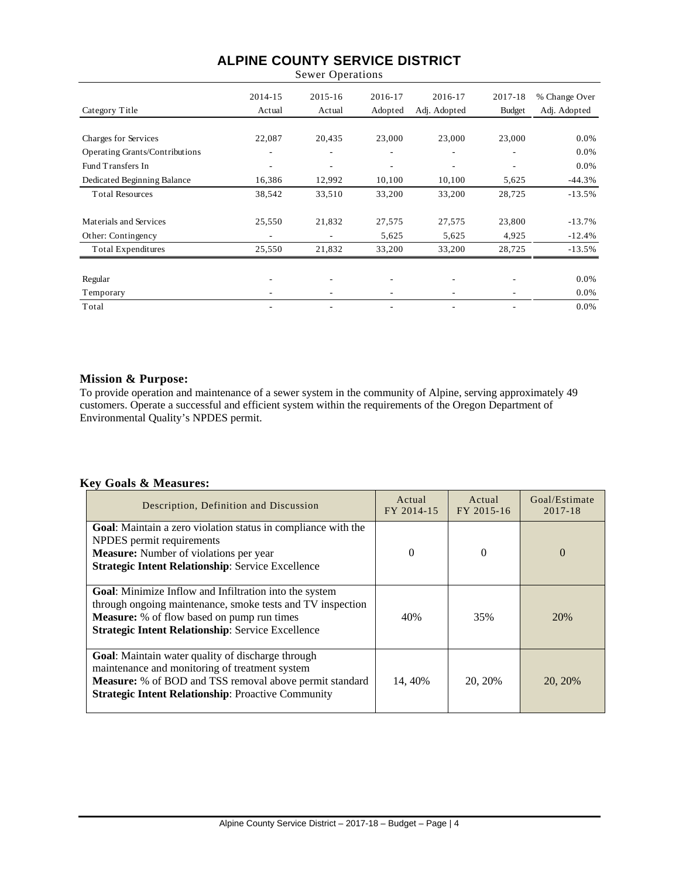# ALPINE COUNTY SERVICE DISTRICT

Sewer Operations

| Category Title | 2014-15 Actual | 2015-16 Actual | 2016-17 Adopted | 2016-17 Adj. Adopted | 2017-18 Budget | % Change Over Adj. Adopted |
|---|---|---|---|---|---|---|
| Charges for Services | 22,087 | 20,435 | 23,000 | 23,000 | 23,000 | 0.0% |
| Operating Grants/Contributions | - | - | - | - | - | 0.0% |
| Fund Transfers In | - | - | - | - | - | 0.0% |
| Dedicated Beginning Balance | 16,386 | 12,992 | 10,100 | 10,100 | 5,625 | -44.3% |
| Total Resources | 38,542 | 33,510 | 33,200 | 33,200 | 28,725 | -13.5% |
| Materials and Services | 25,550 | 21,832 | 27,575 | 27,575 | 23,800 | -13.7% |
| Other: Contingency | - | - | 5,625 | 5,625 | 4,925 | -12.4% |
| Total Expenditures | 25,550 | 21,832 | 33,200 | 33,200 | 28,725 | -13.5% |
| Regular | - | - | - | - | - | 0.0% |
| Temporary | - | - | - | - | - | 0.0% |
| Total | - | - | - | - | - | 0.0% |

## Mission & Purpose:

To provide operation and maintenance of a sewer system in the community of Alpine, serving approximately 49 customers. Operate a successful and efficient system within the requirements of the Oregon Department of Environmental Quality's NPDES permit.

## Key Goals & Measures:

| Description, Definition and Discussion | Actual FY 2014-15 | Actual FY 2015-16 | Goal/Estimate 2017-18 |
|---|---|---|---|
| **Goal**: Maintain a zero violation status in compliance with the NPDES permit requirements<br>**Measure:** Number of violations per year<br>**Strategic Intent Relationship**: Service Excellence | 0 | 0 | 0 |
| **Goal**: Minimize Inflow and Infiltration into the system through ongoing maintenance, smoke tests and TV inspection<br>**Measure:** % of flow based on pump run times<br>**Strategic Intent Relationship**: Service Excellence | 40% | 35% | 20% |
| **Goal**: Maintain water quality of discharge through maintenance and monitoring of treatment system<br>**Measure:** % of BOD and TSS removal above permit standard<br>**Strategic Intent Relationship**: Proactive Community | 14, 40% | 20, 20% | 20, 20% |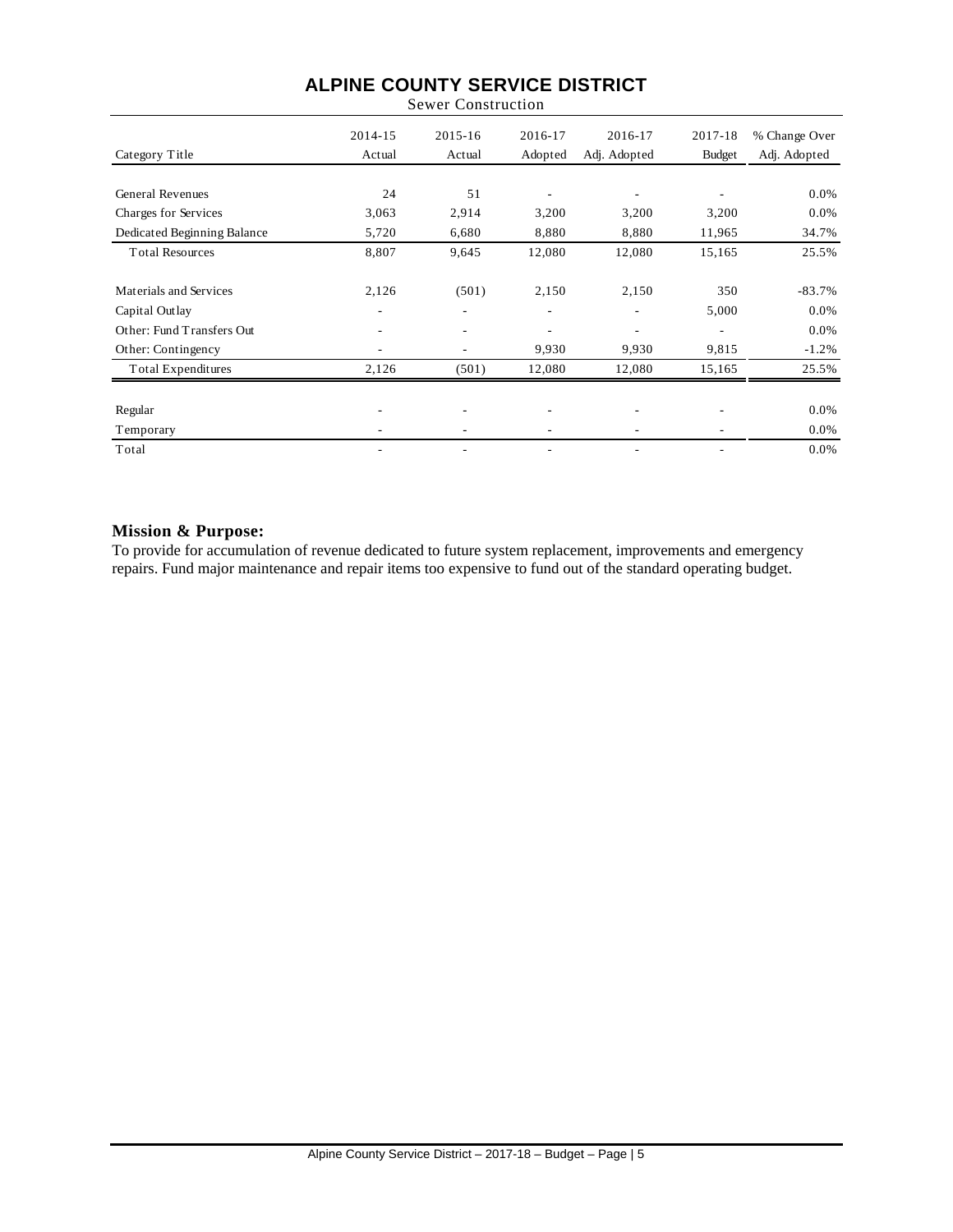# ALPINE COUNTY SERVICE DISTRICT

Sewer Construction

| Category Title | 2014-15 Actual | 2015-16 Actual | 2016-17 Adopted | 2016-17 Adj. Adopted | 2017-18 Budget | % Change Over Adj. Adopted |
|---|---|---|---|---|---|---|
| General Revenues | 24 | 51 | - | - | - | 0.0% |
| Charges for Services | 3,063 | 2,914 | 3,200 | 3,200 | 3,200 | 0.0% |
| Dedicated Beginning Balance | 5,720 | 6,680 | 8,880 | 8,880 | 11,965 | 34.7% |
| Total Resources | 8,807 | 9,645 | 12,080 | 12,080 | 15,165 | 25.5% |
| Materials and Services | 2,126 | (501) | 2,150 | 2,150 | 350 | -83.7% |
| Capital Outlay | - | - | - | - | 5,000 | 0.0% |
| Other: Fund Transfers Out | - | - | - | - | - | 0.0% |
| Other: Contingency | - | - | 9,930 | 9,930 | 9,815 | -1.2% |
| Total Expenditures | 2,126 | (501) | 12,080 | 12,080 | 15,165 | 25.5% |
| Regular | - | - | - | - | - | 0.0% |
| Temporary | - | - | - | - | - | 0.0% |
| Total | - | - | - | - | - | 0.0% |

**Mission & Purpose:**

To provide for accumulation of revenue dedicated to future system replacement, improvements and emergency repairs. Fund major maintenance and repair items too expensive to fund out of the standard operating budget.